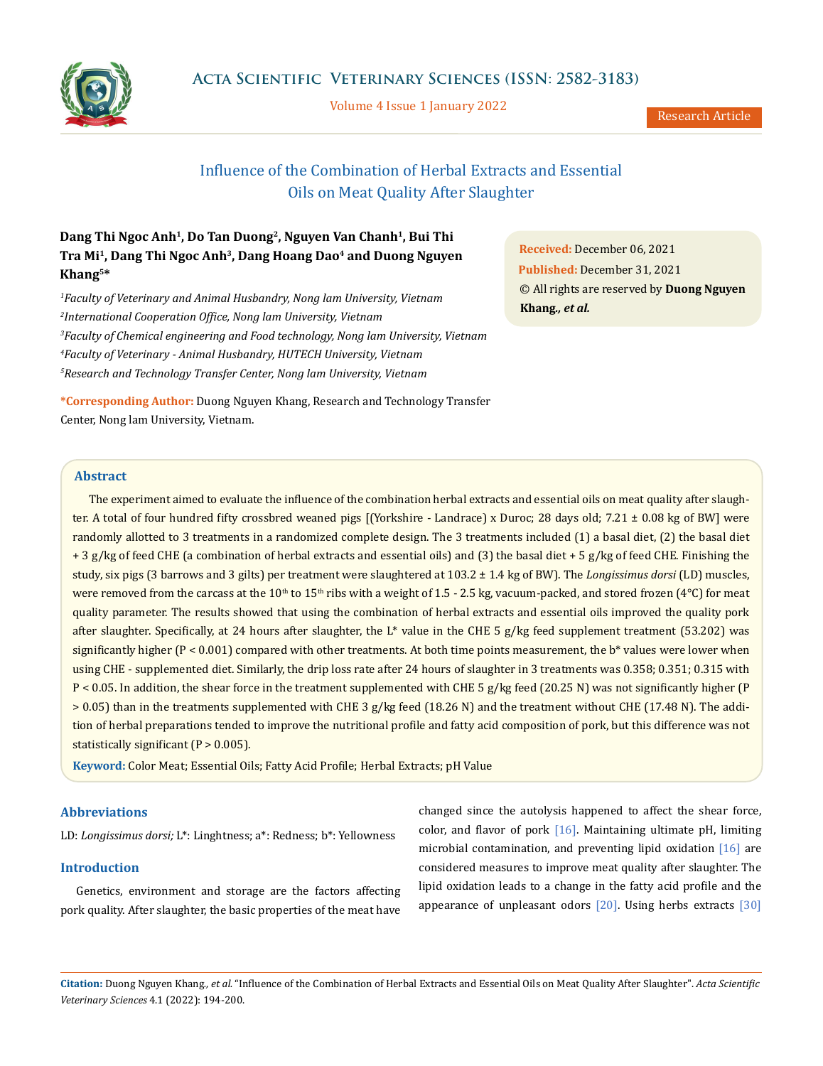# Influence of the Combination of Herbal Extracts and Essential Oils on Meat Quality After Slaughter

**Dang Thi Ngoc Anh[1], Do Tan Duong[2], Nguyen Van Chanh[1], Bui Thi Tra Mi[1], Dang Thi Ngoc Anh[3], Dang Hoang Dao[4] and Duong Nguyen Khang[5]***

[1]*Faculty of Veterinary and Animal Husbandry, Nong lam University, Vietnam*

[2]*International Cooperation Office, Nong lam University, Vietnam*

[3]*Faculty of Chemical engineering and Food technology, Nong lam University, Vietnam*

[4]*Faculty of Veterinary - Animal Husbandry, HUTECH University, Vietnam*

[5]*Research and Technology Transfer Center, Nong lam University, Vietnam*

**\*Corresponding Author:** Duong Nguyen Khang, Research and Technology Transfer Center, Nong lam University, Vietnam.

**Received:** December 06, 2021
**Published:** December 31, 2021
© All rights are reserved by **Duong Nguyen Khang., *et al.***

## Abstract

The experiment aimed to evaluate the influence of the combination herbal extracts and essential oils on meat quality after slaughter. A total of four hundred fifty crossbred weaned pigs [(Yorkshire - Landrace) x Duroc; 28 days old; 7.21 ± 0.08 kg of BW] were randomly allotted to 3 treatments in a randomized complete design. The 3 treatments included (1) a basal diet, (2) the basal diet + 3 g/kg of feed CHE (a combination of herbal extracts and essential oils) and (3) the basal diet + 5 g/kg of feed CHE. Finishing the study, six pigs (3 barrows and 3 gilts) per treatment were slaughtered at 103.2 ± 1.4 kg of BW). The *Longissimus dorsi* (LD) muscles, were removed from the carcass at the $10^{th}$ to $15^{th}$ ribs with a weight of 1.5 - 2.5 kg, vacuum-packed, and stored frozen (4°C) for meat quality parameter. The results showed that using the combination of herbal extracts and essential oils improved the quality pork after slaughter. Specifically, at 24 hours after slaughter, the L* value in the CHE 5 g/kg feed supplement treatment (53.202) was significantly higher ($P < 0.001$) compared with other treatments. At both time points measurement, the b* values were lower when using CHE - supplemented diet. Similarly, the drip loss rate after 24 hours of slaughter in 3 treatments was 0.358; 0.351; 0.315 with $P < 0.05$. In addition, the shear force in the treatment supplemented with CHE 5 g/kg feed (20.25 N) was not significantly higher ($P > 0.05$) than in the treatments supplemented with CHE 3 g/kg feed (18.26 N) and the treatment without CHE (17.48 N). The addition of herbal preparations tended to improve the nutritional profile and fatty acid composition of pork, but this difference was not statistically significant ($P > 0.005$).

**Keyword:** Color Meat; Essential Oils; Fatty Acid Profile; Herbal Extracts; pH Value

## Abbreviations

LD: *Longissimus dorsi;* L*: Linghtness; a*: Redness; b*: Yellowness

## Introduction

Genetics, environment and storage are the factors affecting pork quality. After slaughter, the basic properties of the meat have changed since the autolysis happened to affect the shear force, color, and flavor of pork [16]. Maintaining ultimate pH, limiting microbial contamination, and preventing lipid oxidation [16] are considered measures to improve meat quality after slaughter. The lipid oxidation leads to a change in the fatty acid profile and the appearance of unpleasant odors [20]. Using herbs extracts [30]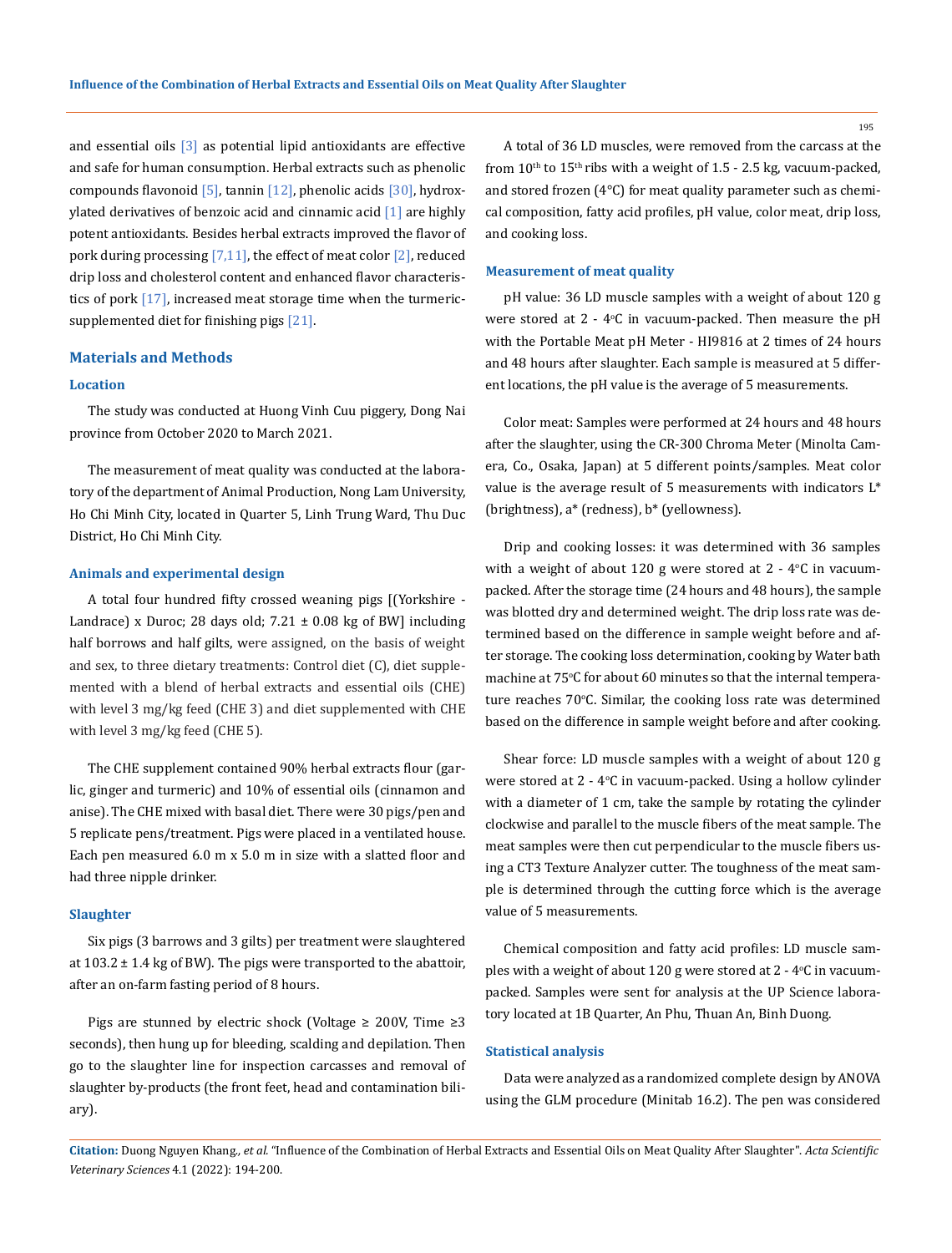and essential oils [3] as potential lipid antioxidants are effective and safe for human consumption. Herbal extracts such as phenolic compounds flavonoid [5], tannin [12], phenolic acids [30], hydroxylated derivatives of benzoic acid and cinnamic acid [1] are highly potent antioxidants. Besides herbal extracts improved the flavor of pork during processing [7,11], the effect of meat color [2], reduced drip loss and cholesterol content and enhanced flavor characteristics of pork [17], increased meat storage time when the turmeric-supplemented diet for finishing pigs [21].

## Materials and Methods

### Location

The study was conducted at Huong Vinh Cuu piggery, Dong Nai province from October 2020 to March 2021.

The measurement of meat quality was conducted at the laboratory of the department of Animal Production, Nong Lam University, Ho Chi Minh City, located in Quarter 5, Linh Trung Ward, Thu Duc District, Ho Chi Minh City.

### Animals and experimental design

A total four hundred fifty crossed weaning pigs [(Yorkshire - Landrace) x Duroc; 28 days old; 7.21 ± 0.08 kg of BW] including half borrows and half gilts, were assigned, on the basis of weight and sex, to three dietary treatments: Control diet (C), diet supplemented with a blend of herbal extracts and essential oils (CHE) with level 3 mg/kg feed (CHE 3) and diet supplemented with CHE with level 3 mg/kg feed (CHE 5).

The CHE supplement contained 90% herbal extracts flour (garlic, ginger and turmeric) and 10% of essential oils (cinnamon and anise). The CHE mixed with basal diet. There were 30 pigs/pen and 5 replicate pens/treatment. Pigs were placed in a ventilated house. Each pen measured 6.0 m x 5.0 m in size with a slatted floor and had three nipple drinker.

### Slaughter

Six pigs (3 barrows and 3 gilts) per treatment were slaughtered at 103.2 ± 1.4 kg of BW). The pigs were transported to the abattoir, after an on-farm fasting period of 8 hours.

Pigs are stunned by electric shock (Voltage ≥ 200V, Time ≥3 seconds), then hung up for bleeding, scalding and depilation. Then go to the slaughter line for inspection carcasses and removal of slaughter by-products (the front feet, head and contamination biliary).

A total of 36 LD muscles, were removed from the carcass at the from $10^{th}$ to $15^{th}$ ribs with a weight of 1.5 - 2.5 kg, vacuum-packed, and stored frozen (4°C) for meat quality parameter such as chemical composition, fatty acid profiles, pH value, color meat, drip loss, and cooking loss.

### Measurement of meat quality

pH value: 36 LD muscle samples with a weight of about 120 g were stored at 2 - 4°C in vacuum-packed. Then measure the pH with the Portable Meat pH Meter - HI9816 at 2 times of 24 hours and 48 hours after slaughter. Each sample is measured at 5 different locations, the pH value is the average of 5 measurements.

Color meat: Samples were performed at 24 hours and 48 hours after the slaughter, using the CR-300 Chroma Meter (Minolta Camera, Co., Osaka, Japan) at 5 different points/samples. Meat color value is the average result of 5 measurements with indicators L* (brightness), a* (redness), b* (yellowness).

Drip and cooking losses: it was determined with 36 samples with a weight of about 120 g were stored at 2 - 4°C in vacuum-packed. After the storage time (24 hours and 48 hours), the sample was blotted dry and determined weight. The drip loss rate was determined based on the difference in sample weight before and after storage. The cooking loss determination, cooking by Water bath machine at 75°C for about 60 minutes so that the internal temperature reaches 70°C. Similar, the cooking loss rate was determined based on the difference in sample weight before and after cooking.

Shear force: LD muscle samples with a weight of about 120 g were stored at 2 - 4°C in vacuum-packed. Using a hollow cylinder with a diameter of 1 cm, take the sample by rotating the cylinder clockwise and parallel to the muscle fibers of the meat sample. The meat samples were then cut perpendicular to the muscle fibers using a CT3 Texture Analyzer cutter. The toughness of the meat sample is determined through the cutting force which is the average value of 5 measurements.

Chemical composition and fatty acid profiles: LD muscle samples with a weight of about 120 g were stored at 2 - 4°C in vacuum-packed. Samples were sent for analysis at the UP Science laboratory located at 1B Quarter, An Phu, Thuan An, Binh Duong.

### Statistical analysis

Data were analyzed as a randomized complete design by ANOVA using the GLM procedure (Minitab 16.2). The pen was considered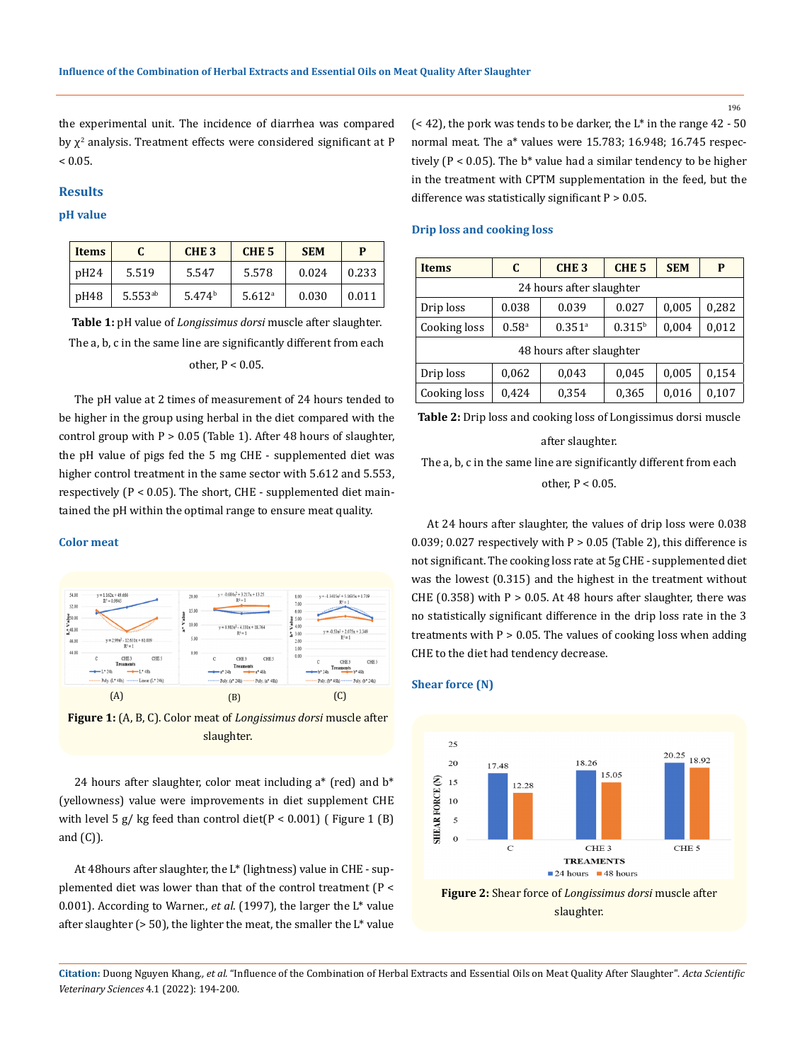the experimental unit. The incidence of diarrhea was compared by $\chi^2$ analysis. Treatment effects were considered significant at $P < 0.05$.

## Results

### pH value

| Items | C | CHE 3 | CHE 5 | SEM | P |
|---|---|---|---|---|---|
| pH24 | 5.519 | 5.547 | 5.578 | 0.024 | 0.233 |
| pH48 | 5.553[ab] | 5.474[b] | 5.612[a] | 0.030 | 0.011 |

**Table 1:** pH value of *Longissimus dorsi* muscle after slaughter.

The a, b, c in the same line are significantly different from each other, $P < 0.05$.

The pH value at 2 times of measurement of 24 hours tended to be higher in the group using herbal in the diet compared with the control group with $P > 0.05$ (Table 1). After 48 hours of slaughter, the pH value of pigs fed the 5 mg CHE - supplemented diet was higher control treatment in the same sector with 5.612 and 5.553, respectively ($P < 0.05$). The short, CHE - supplemented diet maintained the pH within the optimal range to ensure meat quality.

### Color meat

(A) (B) (C)

**Figure 1:** (A, B, C). Color meat of *Longissimus dorsi* muscle after slaughter.

24 hours after slaughter, color meat including a* (red) and b* (yellowness) value were improvements in diet supplement CHE with level 5 g/ kg feed than control diet($P < 0.001$) ( Figure 1 (B) and (C)).

At 48hours after slaughter, the L* (lightness) value in CHE - supplemented diet was lower than that of the control treatment ($P < 0.001$). According to Warner., *et al.* (1997), the larger the L* value after slaughter (> 50), the lighter the meat, the smaller the L* value (< 42), the pork was tends to be darker, the L* in the range 42 - 50 normal meat. The a* values were 15.783; 16.948; 16.745 respectively ($P < 0.05$). The b* value had a similar tendency to be higher in the treatment with CPTM supplementation in the feed, but the difference was statistically significant $P > 0.05$.

### Drip loss and cooking loss

| Items | C | CHE 3 | CHE 5 | SEM | P |
|---|---|---|---|---|---|
| 24 hours after slaughter | | | | | |
| Drip loss | 0.038 | 0.039 | 0.027 | 0,005 | 0,282 |
| Cooking loss | 0.58[a] | 0.351[a] | 0.315[b] | 0,004 | 0,012 |
| 48 hours after slaughter | | | | | |
| Drip loss | 0,062 | 0,043 | 0,045 | 0,005 | 0,154 |
| Cooking loss | 0,424 | 0,354 | 0,365 | 0,016 | 0,107 |

**Table 2:** Drip loss and cooking loss of Longissimus dorsi muscle after slaughter.

The a, b, c in the same line are significantly different from each other, $P < 0.05$.

At 24 hours after slaughter, the values of drip loss were 0.038 0.039; 0.027 respectively with $P > 0.05$ (Table 2), this difference is not significant. The cooking loss rate at 5g CHE - supplemented diet was the lowest (0.315) and the highest in the treatment without CHE (0.358) with $P > 0.05$. At 48 hours after slaughter, there was no statistically significant difference in the drip loss rate in the 3 treatments with $P > 0.05$. The values of cooking loss when adding CHE to the diet had tendency decrease.

### Shear force (N)

**Figure 2:** Shear force of *Longissimus dorsi* muscle after slaughter.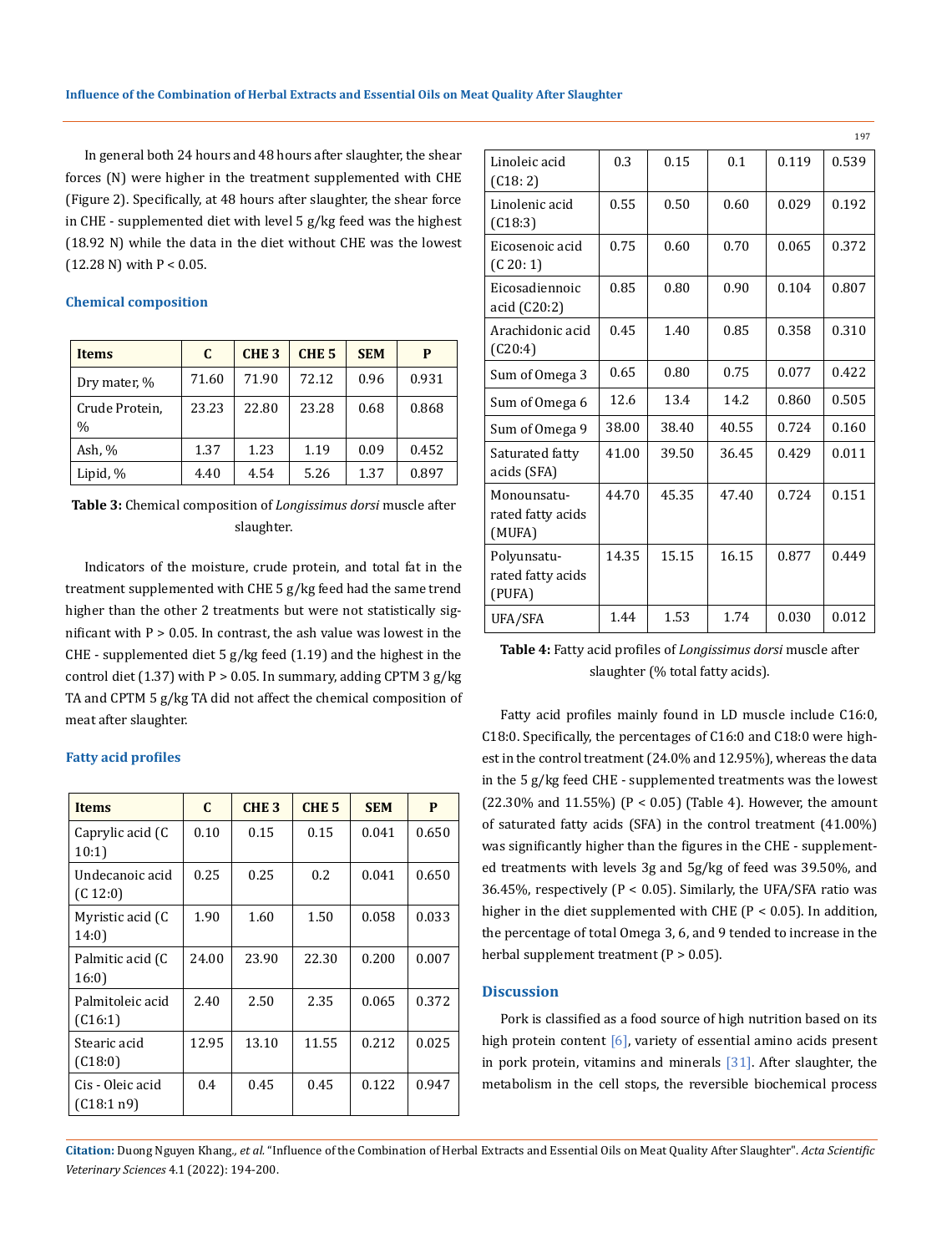In general both 24 hours and 48 hours after slaughter, the shear forces (N) were higher in the treatment supplemented with CHE (Figure 2). Specifically, at 48 hours after slaughter, the shear force in CHE - supplemented diet with level 5 g/kg feed was the highest (18.92 N) while the data in the diet without CHE was the lowest (12.28 N) with P < 0.05.

### Chemical composition

| Items | C | CHE 3 | CHE 5 | SEM | P |
|---|---|---|---|---|---|
| Dry mater, % | 71.60 | 71.90 | 72.12 | 0.96 | 0.931 |
| Crude Protein, % | 23.23 | 22.80 | 23.28 | 0.68 | 0.868 |
| Ash, % | 1.37 | 1.23 | 1.19 | 0.09 | 0.452 |
| Lipid, % | 4.40 | 4.54 | 5.26 | 1.37 | 0.897 |

**Table 3:** Chemical composition of *Longissimus dorsi* muscle after slaughter.

Indicators of the moisture, crude protein, and total fat in the treatment supplemented with CHE 5 g/kg feed had the same trend higher than the other 2 treatments but were not statistically significant with P > 0.05. In contrast, the ash value was lowest in the CHE - supplemented diet 5 g/kg feed (1.19) and the highest in the control diet (1.37) with P > 0.05. In summary, adding CPTM 3 g/kg TA and CPTM 5 g/kg TA did not affect the chemical composition of meat after slaughter.

### Fatty acid profiles

| Items | C | CHE 3 | CHE 5 | SEM | P |
|---|---|---|---|---|---|
| Caprylic acid (C 10:1) | 0.10 | 0.15 | 0.15 | 0.041 | 0.650 |
| Undecanoic acid (C 12:0) | 0.25 | 0.25 | 0.2 | 0.041 | 0.650 |
| Myristic acid (C 14:0) | 1.90 | 1.60 | 1.50 | 0.058 | 0.033 |
| Palmitic acid (C 16:0) | 24.00 | 23.90 | 22.30 | 0.200 | 0.007 |
| Palmitoleic acid (C16:1) | 2.40 | 2.50 | 2.35 | 0.065 | 0.372 |
| Stearic acid (C18:0) | 12.95 | 13.10 | 11.55 | 0.212 | 0.025 |
| Cis - Oleic acid (C18:1 n9) | 0.4 | 0.45 | 0.45 | 0.122 | 0.947 |
| Linoleic acid (C18: 2) | 0.3 | 0.15 | 0.1 | 0.119 | 0.539 |
| Linolenic acid (C18:3) | 0.55 | 0.50 | 0.60 | 0.029 | 0.192 |
| Eicosenoic acid (C 20: 1) | 0.75 | 0.60 | 0.70 | 0.065 | 0.372 |
| Eicosadiennoic acid (C20:2) | 0.85 | 0.80 | 0.90 | 0.104 | 0.807 |
| Arachidonic acid (C20:4) | 0.45 | 1.40 | 0.85 | 0.358 | 0.310 |
| Sum of Omega 3 | 0.65 | 0.80 | 0.75 | 0.077 | 0.422 |
| Sum of Omega 6 | 12.6 | 13.4 | 14.2 | 0.860 | 0.505 |
| Sum of Omega 9 | 38.00 | 38.40 | 40.55 | 0.724 | 0.160 |
| Saturated fatty acids (SFA) | 41.00 | 39.50 | 36.45 | 0.429 | 0.011 |
| Monounsaturated fatty acids (MUFA) | 44.70 | 45.35 | 47.40 | 0.724 | 0.151 |
| Polyunsaturated fatty acids (PUFA) | 14.35 | 15.15 | 16.15 | 0.877 | 0.449 |
| UFA/SFA | 1.44 | 1.53 | 1.74 | 0.030 | 0.012 |

**Table 4:** Fatty acid profiles of *Longissimus dorsi* muscle after slaughter (% total fatty acids).

Fatty acid profiles mainly found in LD muscle include C16:0, C18:0. Specifically, the percentages of C16:0 and C18:0 were highest in the control treatment (24.0% and 12.95%), whereas the data in the 5 g/kg feed CHE - supplemented treatments was the lowest (22.30% and 11.55%) (P < 0.05) (Table 4). However, the amount of saturated fatty acids (SFA) in the control treatment (41.00%) was significantly higher than the figures in the CHE - supplemented treatments with levels 3g and 5g/kg of feed was 39.50%, and 36.45%, respectively (P < 0.05). Similarly, the UFA/SFA ratio was higher in the diet supplemented with CHE (P < 0.05). In addition, the percentage of total Omega 3, 6, and 9 tended to increase in the herbal supplement treatment (P > 0.05).

## Discussion

Pork is classified as a food source of high nutrition based on its high protein content [6], variety of essential amino acids present in pork protein, vitamins and minerals [31]. After slaughter, the metabolism in the cell stops, the reversible biochemical process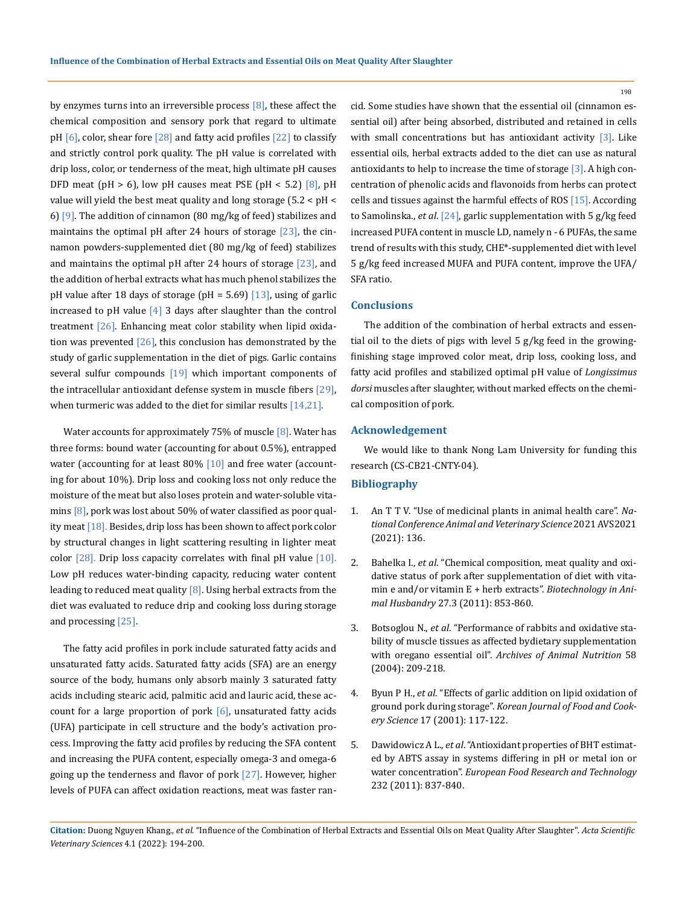by enzymes turns into an irreversible process [8], these affect the chemical composition and sensory pork that regard to ultimate pH [6], color, shear fore [28] and fatty acid profiles [22] to classify and strictly control pork quality. The pH value is correlated with drip loss, color, or tenderness of the meat, high ultimate pH causes DFD meat (pH > 6), low pH causes meat PSE (pH < 5.2) [8], pH value will yield the best meat quality and long storage (5.2 < pH < 6) [9]. The addition of cinnamon (80 mg/kg of feed) stabilizes and maintains the optimal pH after 24 hours of storage [23], the cinnamon powders-supplemented diet (80 mg/kg of feed) stabilizes and maintains the optimal pH after 24 hours of storage [23], and the addition of herbal extracts what has much phenol stabilizes the pH value after 18 days of storage (pH = 5.69) [13], using of garlic increased to pH value [4] 3 days after slaughter than the control treatment [26]. Enhancing meat color stability when lipid oxidation was prevented [26], this conclusion has demonstrated by the study of garlic supplementation in the diet of pigs. Garlic contains several sulfur compounds [19] which important components of the intracellular antioxidant defense system in muscle fibers [29], when turmeric was added to the diet for similar results [14,21].

Water accounts for approximately 75% of muscle [8]. Water has three forms: bound water (accounting for about 0.5%), entrapped water (accounting for at least 80% [10] and free water (accounting for about 10%). Drip loss and cooking loss not only reduce the moisture of the meat but also loses protein and water-soluble vitamins [8], pork was lost about 50% of water classified as poor quality meat [18]. Besides, drip loss has been shown to affect pork color by structural changes in light scattering resulting in lighter meat color [28]. Drip loss capacity correlates with final pH value [10]. Low pH reduces water-binding capacity, reducing water content leading to reduced meat quality [8]. Using herbal extracts from the diet was evaluated to reduce drip and cooking loss during storage and processing [25].

The fatty acid profiles in pork include saturated fatty acids and unsaturated fatty acids. Saturated fatty acids (SFA) are an energy source of the body, humans only absorb mainly 3 saturated fatty acids including stearic acid, palmitic acid and lauric acid, these account for a large proportion of pork [6], unsaturated fatty acids (UFA) participate in cell structure and the body's activation process. Improving the fatty acid profiles by reducing the SFA content and increasing the PUFA content, especially omega-3 and omega-6 going up the tenderness and flavor of pork [27]. However, higher levels of PUFA can affect oxidation reactions, meat was faster rancid. Some studies have shown that the essential oil (cinnamon essential oil) after being absorbed, distributed and retained in cells with small concentrations but has antioxidant activity [3]. Like essential oils, herbal extracts added to the diet can use as natural antioxidants to help to increase the time of storage [3]. A high concentration of phenolic acids and flavonoids from herbs can protect cells and tissues against the harmful effects of ROS [15]. According to Samolinska., *et al*. [24], garlic supplementation with 5 g/kg feed increased PUFA content in muscle LD, namely n - 6 PUFAs, the same trend of results with this study, CHE*-supplemented diet with level 5 g/kg feed increased MUFA and PUFA content, improve the UFA/SFA ratio.

## Conclusions

The addition of the combination of herbal extracts and essential oil to the diets of pigs with level 5 g/kg feed in the growing-finishing stage improved color meat, drip loss, cooking loss, and fatty acid profiles and stabilized optimal pH value of *Longissimus dorsi* muscles after slaughter, without marked effects on the chemical composition of pork.

## Acknowledgement

We would like to thank Nong Lam University for funding this research (CS-CB21-CNTY-04).

## Bibliography

1. An T T V. "Use of medicinal plants in animal health care". *National Conference Animal and Veterinary Science* 2021 AVS2021 (2021): 136.
2. Bahelka I., *et al*. "Chemical composition, meat quality and oxidative status of pork after supplementation of diet with vitamin e and/or vitamin E + herb extracts". *Biotechnology in Animal Husbandry* 27.3 (2011): 853-860.
3. Botsoglou N., *et al*. "Performance of rabbits and oxidative stability of muscle tissues as affected bydietary supplementation with oregano essential oil". *Archives of Animal Nutrition* 58 (2004): 209-218.
4. Byun P H., *et al*. "Effects of garlic addition on lipid oxidation of ground pork during storage". *Korean Journal of Food and Cookery Science* 17 (2001): 117-122.
5. Dawidowicz A L., *et al*. "Antioxidant properties of BHT estimated by ABTS assay in systems differing in pH or metal ion or water concentration". *European Food Research and Technology* 232 (2011): 837-840.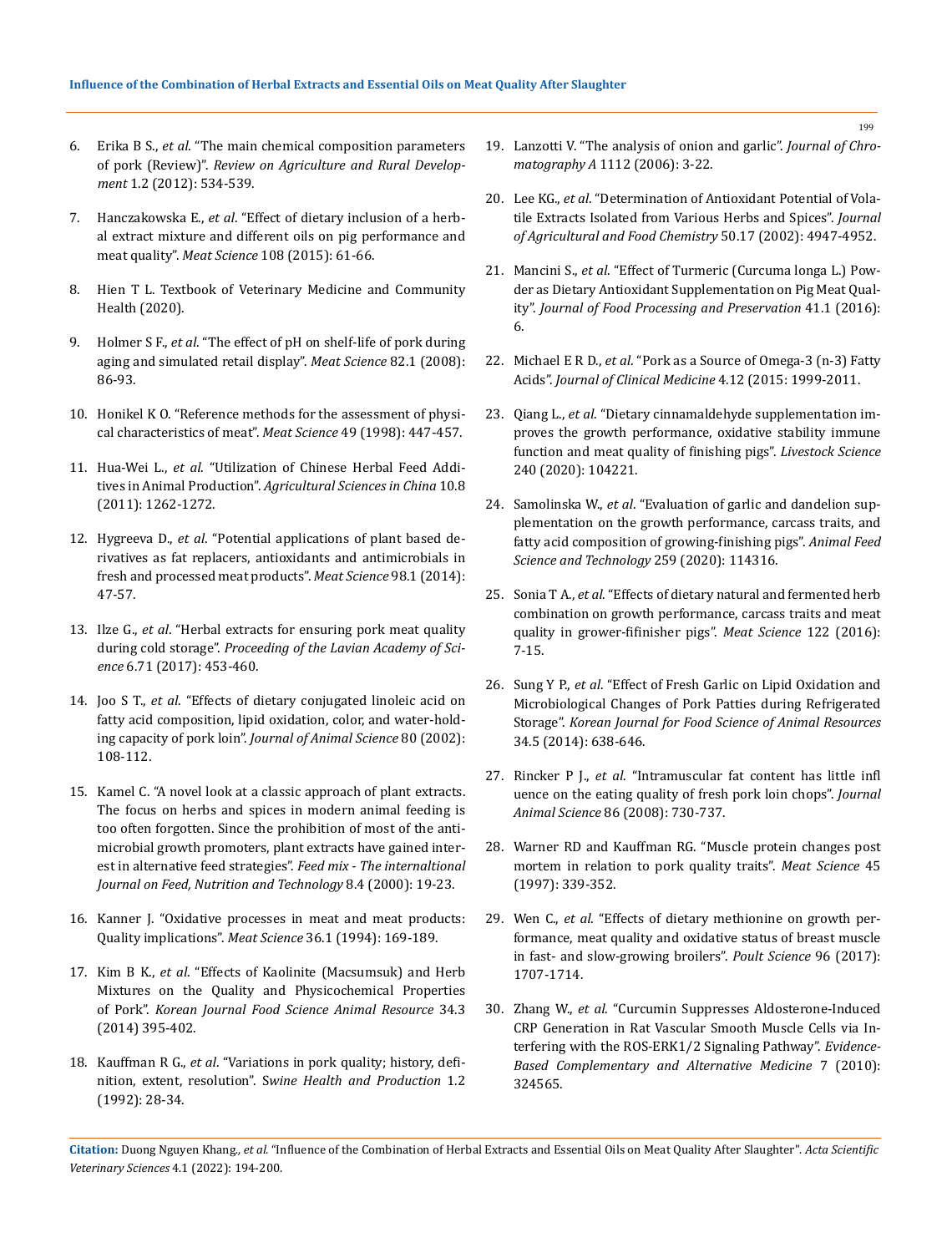6. Erika B S., *et al.* "The main chemical composition parameters of pork (Review)". *Review on Agriculture and Rural Development* 1.2 (2012): 534-539.

7. Hanczakowska E., *et al*. "Effect of dietary inclusion of a herbal extract mixture and different oils on pig performance and meat quality". *Meat Science* 108 (2015): 61-66.

8. Hien T L. Textbook of Veterinary Medicine and Community Health (2020).

9. Holmer S F., *et al*. "The effect of pH on shelf-life of pork during aging and simulated retail display". *Meat Science* 82.1 (2008): 86-93.

10. Honikel K O. "Reference methods for the assessment of physical characteristics of meat". *Meat Science* 49 (1998): 447-457.

11. Hua-Wei L., *et al*. "Utilization of Chinese Herbal Feed Additives in Animal Production". *Agricultural Sciences in China* 10.8 (2011): 1262-1272.

12. Hygreeva D., *et al*. "Potential applications of plant based derivatives as fat replacers, antioxidants and antimicrobials in fresh and processed meat products". *Meat Science* 98.1 (2014): 47-57.

13. Ilze G., *et al*. "Herbal extracts for ensuring pork meat quality during cold storage". *Proceeding of the Lavian Academy of Science* 6.71 (2017): 453-460.

14. Joo S T., *et al*. "Effects of dietary conjugated linoleic acid on fatty acid composition, lipid oxidation, color, and water-holding capacity of pork loin". *Journal of Animal Science* 80 (2002): 108-112.

15. Kamel C. "A novel look at a classic approach of plant extracts. The focus on herbs and spices in modern animal feeding is too often forgotten. Since the prohibition of most of the antimicrobial growth promoters, plant extracts have gained interest in alternative feed strategies". *Feed mix - The internaltional Journal on Feed, Nutrition and Technology* 8.4 (2000): 19-23.

16. Kanner J. "Oxidative processes in meat and meat products: Quality implications". *Meat Science* 36.1 (1994): 169-189.

17. Kim B K., *et al*. "Effects of Kaolinite (Macsumsuk) and Herb Mixtures on the Quality and Physicochemical Properties of Pork". *Korean Journal Food Science Animal Resource* 34.3 (2014) 395-402.

18. Kauffman R G., *et al*. "Variations in pork quality; history, definition, extent, resolution". S*wine Health and Production* 1.2 (1992): 28-34.

19. Lanzotti V. "The analysis of onion and garlic". *Journal of Chromatography A* 1112 (2006): 3-22.

20. Lee KG., *et al*. "Determination of Antioxidant Potential of Volatile Extracts Isolated from Various Herbs and Spices". *Journal of Agricultural and Food Chemistry* 50.17 (2002): 4947-4952.

21. Mancini S., *et al*. "Effect of Turmeric (Curcuma longa L.) Powder as Dietary Antioxidant Supplementation on Pig Meat Quality". *Journal of Food Processing and Preservation* 41.1 (2016): 6.

22. Michael E R D., *et al*. "Pork as a Source of Omega-3 (n-3) Fatty Acids". *Journal of Clinical Medicine* 4.12 (2015: 1999-2011.

23. Qiang L., *et al*. "Dietary cinnamaldehyde supplementation improves the growth performance, oxidative stability immune function and meat quality of finishing pigs". *Livestock Science* 240 (2020): 104221.

24. Samolinska W., *et al*. "Evaluation of garlic and dandelion supplementation on the growth performance, carcass traits, and fatty acid composition of growing-finishing pigs". *Animal Feed Science and Technology* 259 (2020): 114316.

25. Sonia T A., *et al*. "Effects of dietary natural and fermented herb combination on growth performance, carcass traits and meat quality in grower-fifinisher pigs". *Meat Science* 122 (2016): 7-15.

26. Sung Y P., *et al*. "Effect of Fresh Garlic on Lipid Oxidation and Microbiological Changes of Pork Patties during Refrigerated Storage". *Korean Journal for Food Science of Animal Resources* 34.5 (2014): 638-646.

27. Rincker P J., *et al*. "Intramuscular fat content has little infl uence on the eating quality of fresh pork loin chops". *Journal Animal Science* 86 (2008): 730-737.

28. Warner RD and Kauffman RG. "Muscle protein changes post mortem in relation to pork quality traits". *Meat Science* 45 (1997): 339-352.

29. Wen C., *et al*. "Effects of dietary methionine on growth performance, meat quality and oxidative status of breast muscle in fast- and slow-growing broilers". *Poult Science* 96 (2017): 1707-1714.

30. Zhang W., *et al*. "Curcumin Suppresses Aldosterone-Induced CRP Generation in Rat Vascular Smooth Muscle Cells via Interfering with the ROS-ERK1/2 Signaling Pathway". *Evidence-Based Complementary and Alternative Medicine* 7 (2010): 324565.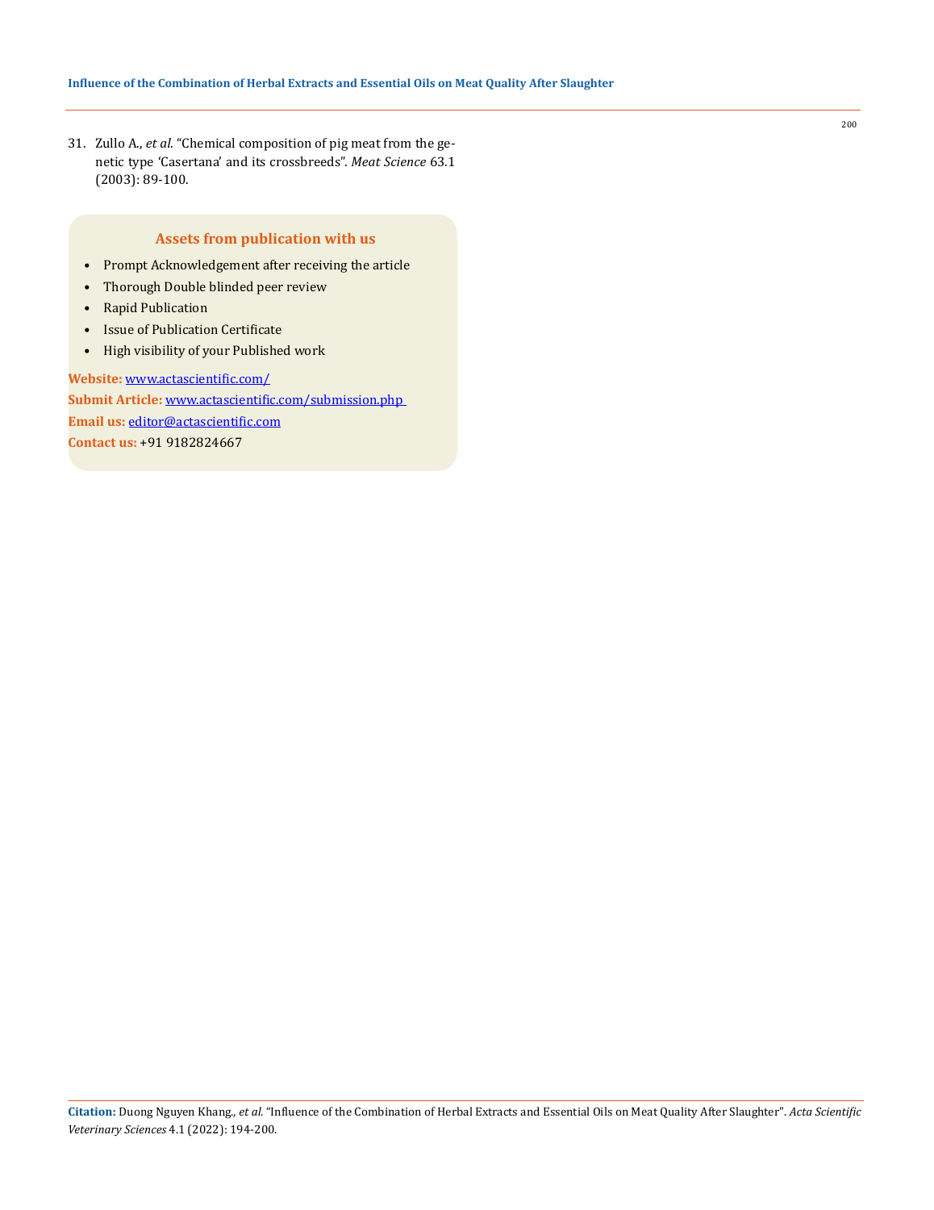31. Zullo A., *et al*. "Chemical composition of pig meat from the genetic type 'Casertana' and its crossbreeds". *Meat Science* 63.1 (2003): 89-100.

**Assets from publication with us**

- Prompt Acknowledgement after receiving the article
- Thorough Double blinded peer review
- Rapid Publication
- Issue of Publication Certificate
- High visibility of your Published work

**Website:** www.actascientific.com/

**Submit Article:** www.actascientific.com/submission.php

**Email us:** editor@actascientific.com

**Contact us:** +91 9182824667